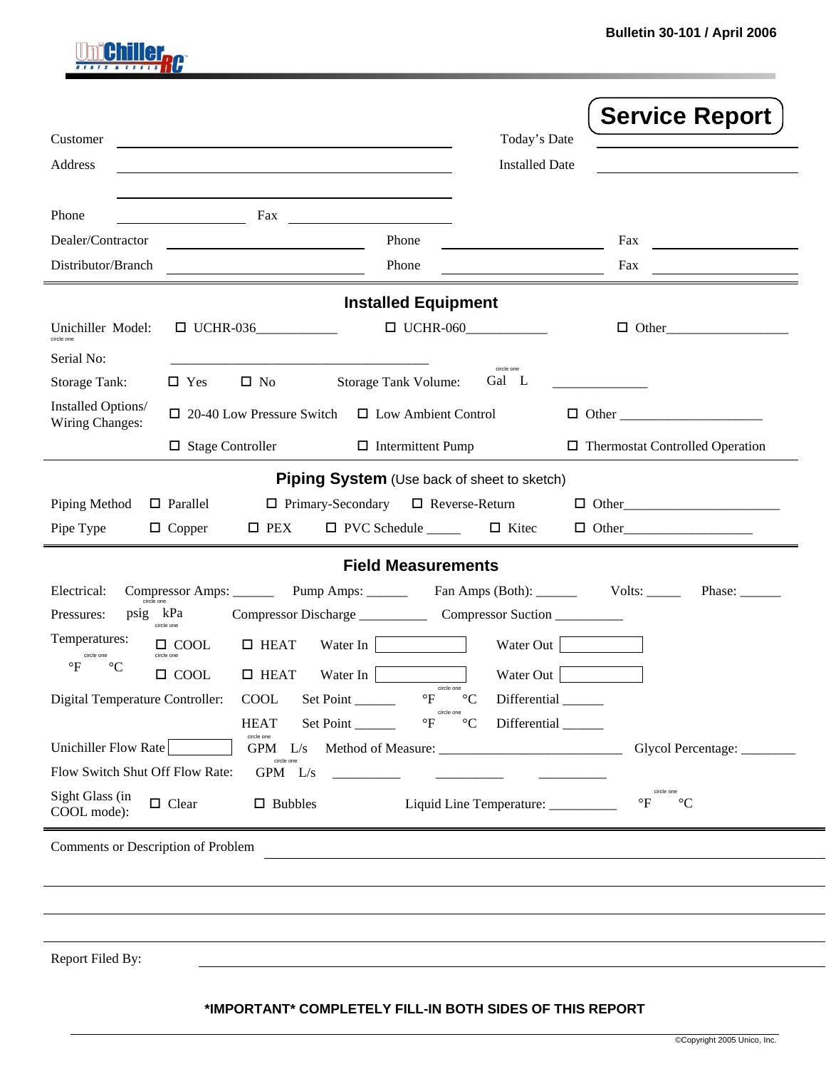Bulletin 30-101 / April 2006

UniChiller RC

# Service Report

Customer ______________________________ Today's Date ______________________

Address ______________________________ Installed Date ______________________

______________________________

Phone ______________ Fax ______________

Dealer/Contractor ______________ Phone ______________ Fax ______________

Distributor/Branch ______________ Phone ______________ Fax ______________

## Installed Equipment

Unichiller Model: (circle one) ☐ UCHR-036__________ ☐ UCHR-060__________ ☐ Other______________

Serial No: ______________________________

Storage Tank: ☐ Yes ☐ No Storage Tank Volume: (circle one) Gal L ______________

Installed Options/ Wiring Changes: ☐ 20-40 Low Pressure Switch ☐ Low Ambient Control ☐ Other ______________

☐ Stage Controller ☐ Intermittent Pump ☐ Thermostat Controlled Operation

## Piping System (Use back of sheet to sketch)

Piping Method ☐ Parallel ☐ Primary-Secondary ☐ Reverse-Return ☐ Other______________

Pipe Type ☐ Copper ☐ PEX ☐ PVC Schedule _____ ☐ Kitec ☐ Other______________

## Field Measurements

Electrical: Compressor Amps: ______ Pump Amps: ______ Fan Amps (Both): ______ Volts: _____ Phase: ______

Pressures: (circle one) psig kPa Compressor Discharge __________ Compressor Suction __________

Temperatures: (circle one) °F °C

☐ COOL ☐ HEAT Water In ________ Water Out ________

☐ COOL ☐ HEAT Water In ________ Water Out ________

Digital Temperature Controller: COOL Set Point ______ (circle one) °F °C Differential ______

HEAT Set Point ______ (circle one) °F °C Differential ______

Unichiller Flow Rate ________ (circle one) GPM L/s Method of Measure: ______________________ Glycol Percentage: ________

Flow Switch Shut Off Flow Rate: (circle one) GPM L/s __________ __________ __________

Sight Glass (in COOL mode): ☐ Clear ☐ Bubbles Liquid Line Temperature: __________ (circle one) °F °C

Comments or Description of Problem ______________________________

______________________________

______________________________

______________________________

Report Filed By: ______________________________

**\*IMPORTANT\* COMPLETELY FILL-IN BOTH SIDES OF THIS REPORT**

©Copyright 2005 Unico, Inc.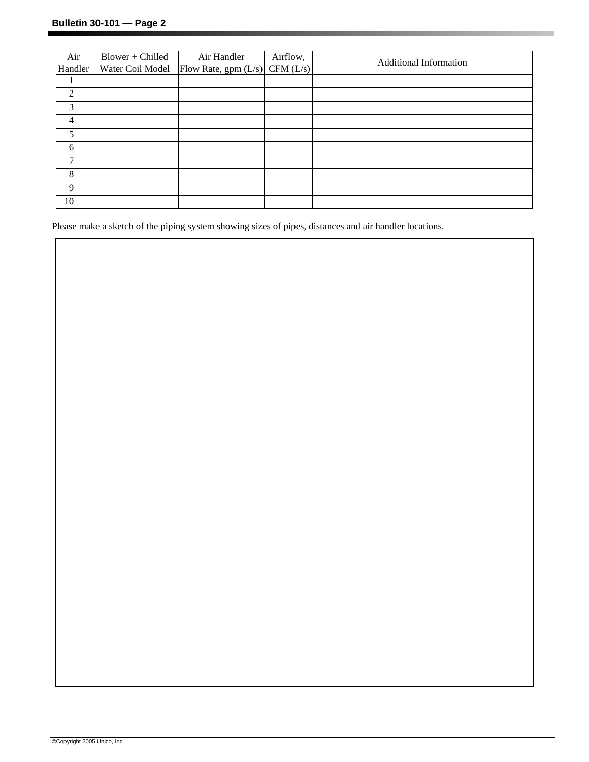| Air Handler | Blower + Chilled Water Coil Model | Air Handler Flow Rate, gpm (L/s) | Airflow, CFM (L/s) | Additional Information |
|---|---|---|---|---|
| 1 | | | | |
| 2 | | | | |
| 3 | | | | |
| 4 | | | | |
| 5 | | | | |
| 6 | | | | |
| 7 | | | | |
| 8 | | | | |
| 9 | | | | |
| 10 | | | | |

Please make a sketch of the piping system showing sizes of pipes, distances and air handler locations.

©Copyright 2005 Unico, Inc.